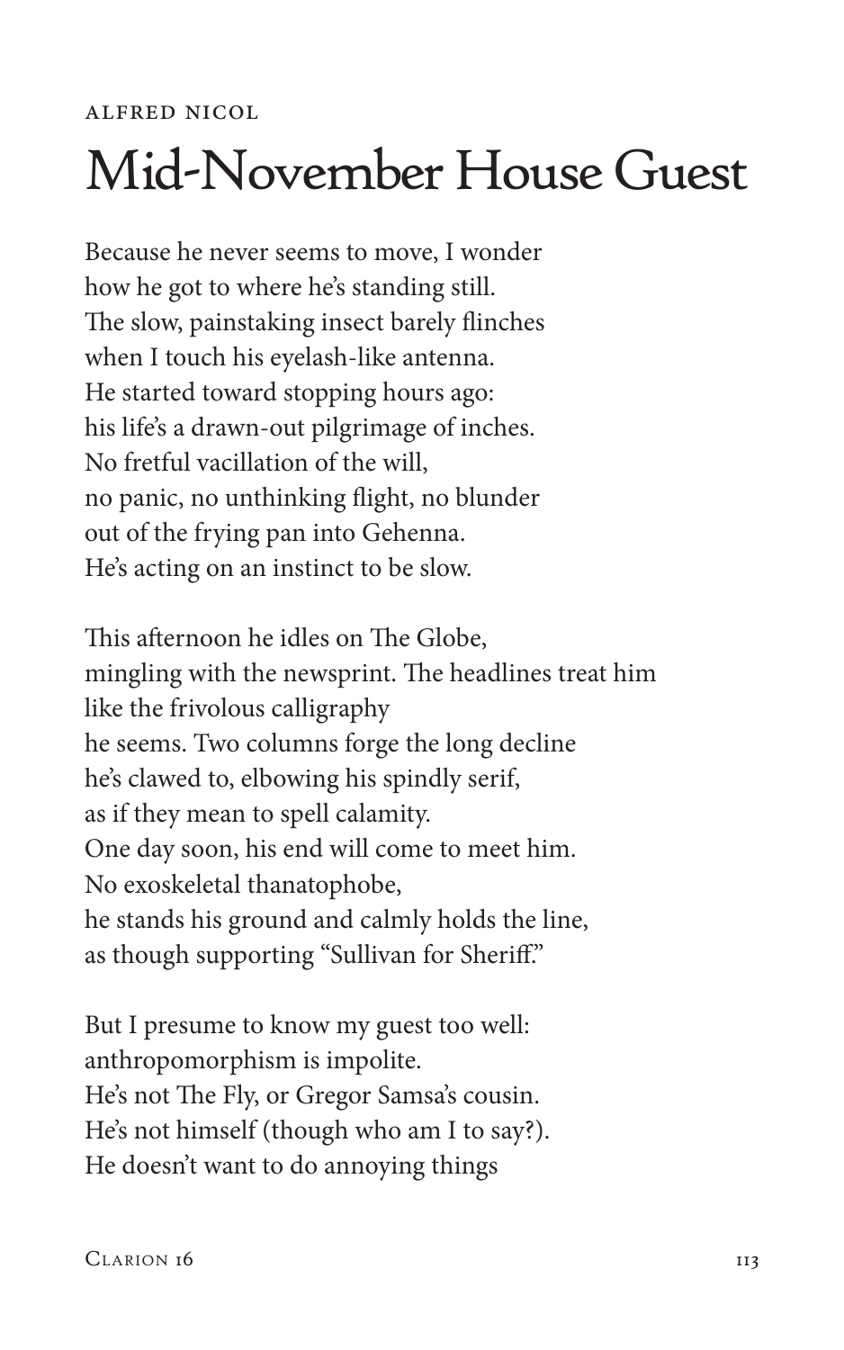Alfred Nicol

# Mid-November House Guest

Because he never seems to move, I wonder
how he got to where he's standing still.
The slow, painstaking insect barely flinches
when I touch his eyelash-like antenna.
He started toward stopping hours ago:
his life's a drawn-out pilgrimage of inches.
No fretful vacillation of the will,
no panic, no unthinking flight, no blunder
out of the frying pan into Gehenna.
He's acting on an instinct to be slow.

This afternoon he idles on The Globe,
mingling with the newsprint. The headlines treat him
like the frivolous calligraphy
he seems. Two columns forge the long decline
he's clawed to, elbowing his spindly serif,
as if they mean to spell calamity.
One day soon, his end will come to meet him.
No exoskeletal thanatophobe,
he stands his ground and calmly holds the line,
as though supporting "Sullivan for Sheriff."

But I presume to know my guest too well:
anthropomorphism is impolite.
He's not The Fly, or Gregor Samsa's cousin.
He's not himself (though who am I to say?).
He doesn't want to do annoying things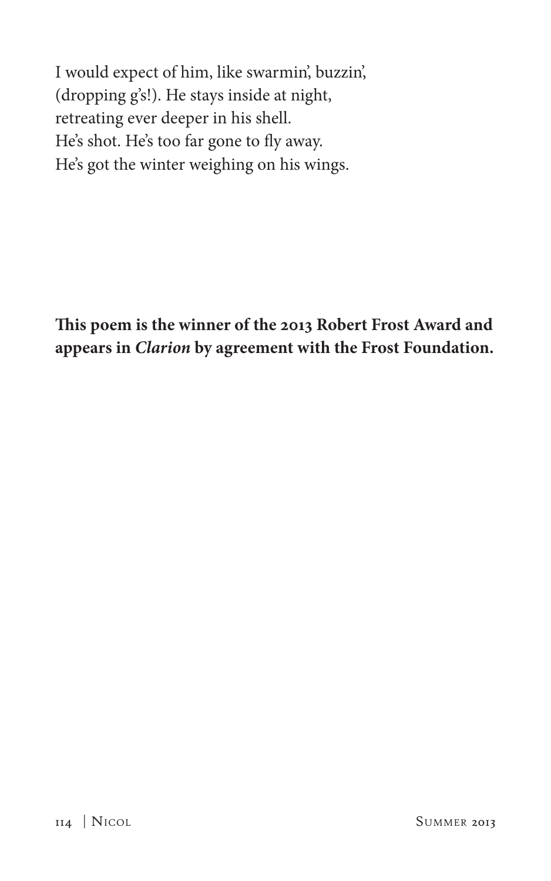I would expect of him, like swarmin', buzzin',
(dropping g's!). He stays inside at night,
retreating ever deeper in his shell.
He's shot. He's too far gone to fly away.
He's got the winter weighing on his wings.

**This poem is the winner of the 2013 Robert Frost Award and appears in *Clarion* by agreement with the Frost Foundation.**